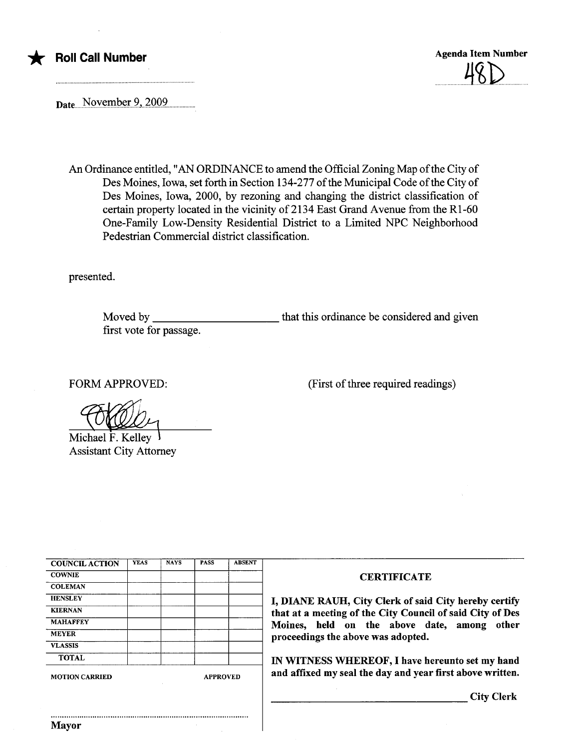★ **Roll Call Number**

**Agenda Item Number**

48D

Date November 9, 2009

An Ordinance entitled, "AN ORDINANCE to amend the Official Zoning Map of the City of Des Moines, Iowa, set forth in Section 134-277 of the Municipal Code of the City of Des Moines, Iowa, 2000, by rezoning and changing the district classification of certain property located in the vicinity of 2134 East Grand Avenue from the R1-60 One-Family Low-Density Residential District to a Limited NPC Neighborhood Pedestrian Commercial district classification.

presented.

Moved by ______________________ that this ordinance be considered and given first vote for passage.

FORM APPROVED:

(First of three required readings)

Michael F. Kelley
Assistant City Attorney

| COUNCIL ACTION | YEAS | NAYS | PASS | ABSENT |
|---|---|---|---|---|
| COWNIE | | | | |
| COLEMAN | | | | |
| HENSLEY | | | | |
| KIERNAN | | | | |
| MAHAFFEY | | | | |
| MEYER | | | | |
| VLASSIS | | | | |
| TOTAL | | | | |

MOTION CARRIED APPROVED

Mayor

**CERTIFICATE**

**I, DIANE RAUH, City Clerk of said City hereby certify that at a meeting of the City Council of said City of Des Moines, held on the above date, among other proceedings the above was adopted.**

**IN WITNESS WHEREOF, I have hereunto set my hand and affixed my seal the day and year first above written.**

______________________ **City Clerk**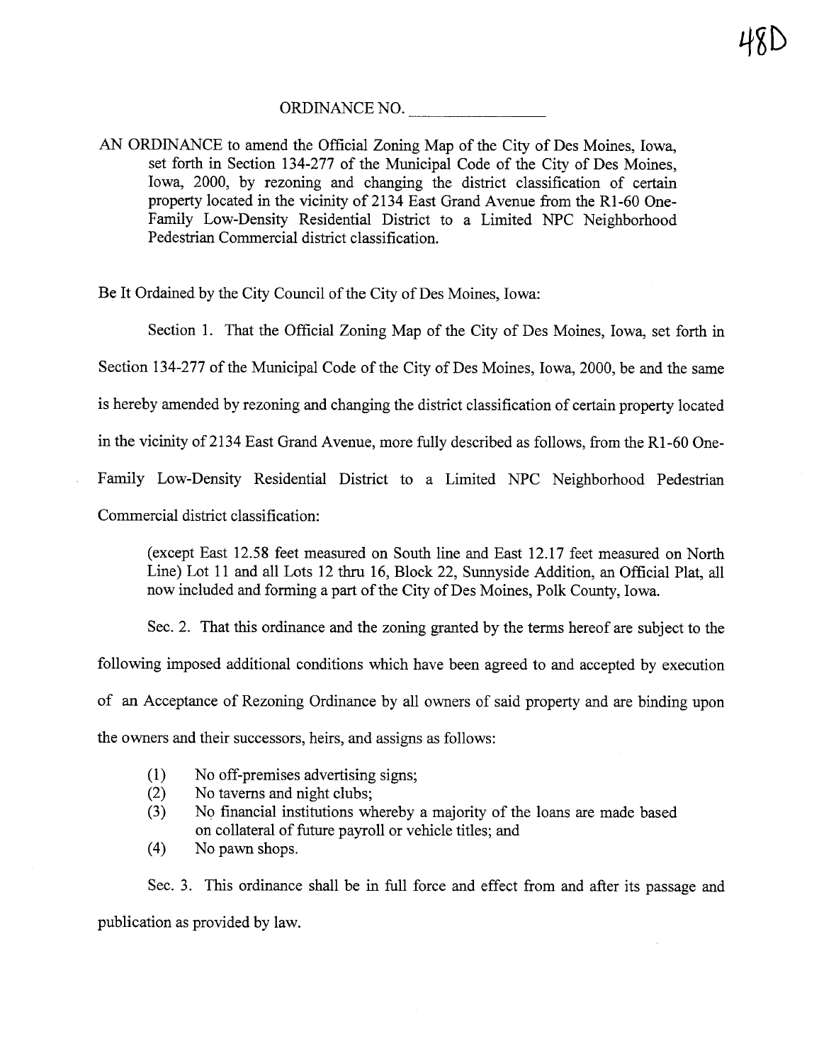48D

ORDINANCE NO. ________________

AN ORDINANCE to amend the Official Zoning Map of the City of Des Moines, Iowa, set forth in Section 134-277 of the Municipal Code of the City of Des Moines, Iowa, 2000, by rezoning and changing the district classification of certain property located in the vicinity of 2134 East Grand Avenue from the R1-60 One-Family Low-Density Residential District to a Limited NPC Neighborhood Pedestrian Commercial district classification.

Be It Ordained by the City Council of the City of Des Moines, Iowa:

Section 1. That the Official Zoning Map of the City of Des Moines, Iowa, set forth in Section 134-277 of the Municipal Code of the City of Des Moines, Iowa, 2000, be and the same is hereby amended by rezoning and changing the district classification of certain property located in the vicinity of 2134 East Grand Avenue, more fully described as follows, from the R1-60 One-Family Low-Density Residential District to a Limited NPC Neighborhood Pedestrian Commercial district classification:

> (except East 12.58 feet measured on South line and East 12.17 feet measured on North Line) Lot 11 and all Lots 12 thru 16, Block 22, Sunnyside Addition, an Official Plat, all now included and forming a part of the City of Des Moines, Polk County, Iowa.

Sec. 2. That this ordinance and the zoning granted by the terms hereof are subject to the following imposed additional conditions which have been agreed to and accepted by execution of an Acceptance of Rezoning Ordinance by all owners of said property and are binding upon the owners and their successors, heirs, and assigns as follows:

(1) No off-premises advertising signs;
(2) No taverns and night clubs;
(3) No financial institutions whereby a majority of the loans are made based on collateral of future payroll or vehicle titles; and
(4) No pawn shops.

Sec. 3. This ordinance shall be in full force and effect from and after its passage and publication as provided by law.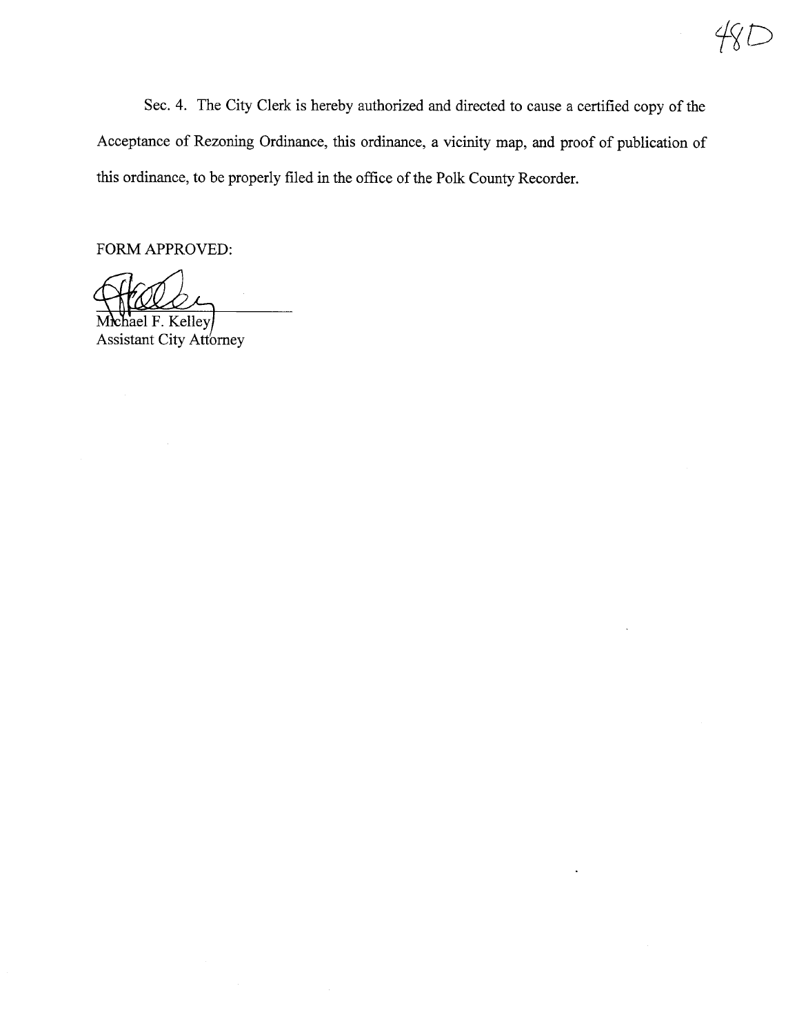48D

Sec. 4. The City Clerk is hereby authorized and directed to cause a certified copy of the Acceptance of Rezoning Ordinance, this ordinance, a vicinity map, and proof of publication of this ordinance, to be properly filed in the office of the Polk County Recorder.

FORM APPROVED:

Michael F. Kelley
Assistant City Attorney